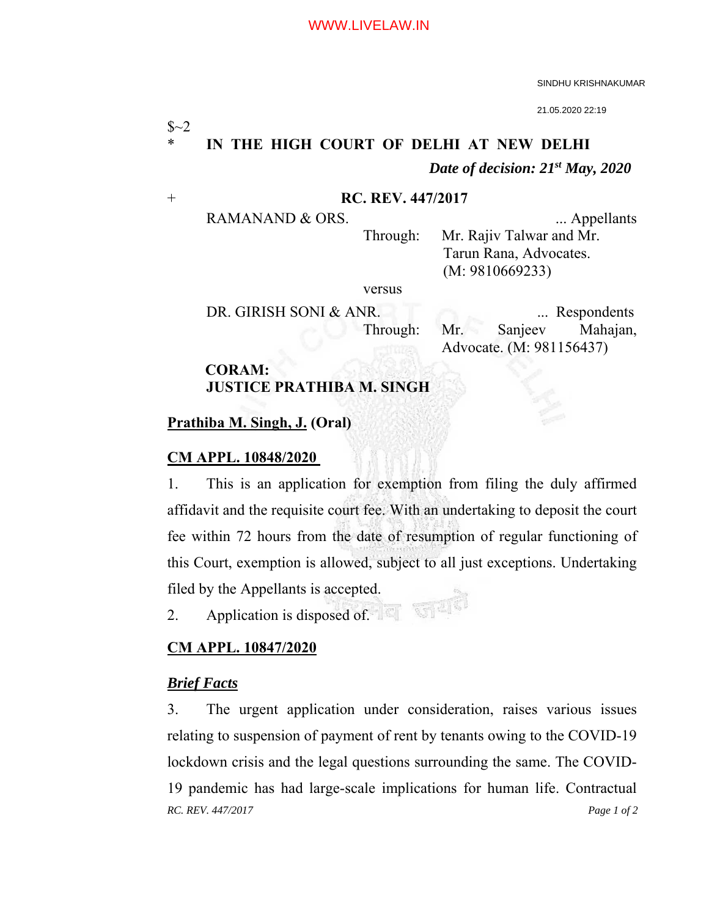SINDHU KRISHNAKUMAR

21.05.2020 22:19

$~2

\* **IN THE HIGH COURT OF DELHI AT NEW DELHI**

***Date of decision: 21st May, 2020***

\+ **RC. REV. 447/2017**

RAMANAND & ORS. ... Appellants

Through: Mr. Rajiv Talwar and Mr. Tarun Rana, Advocates. (M: 9810669233)

versus

DR. GIRISH SONI & ANR. ... Respondents

Through: Mr. Sanjeev Mahajan, Advocate. (M: 981156437)

**CORAM:**
**JUSTICE PRATHIBA M. SINGH**

**Prathiba M. Singh, J. (Oral)**

**CM APPL. 10848/2020**

1. This is an application for exemption from filing the duly affirmed affidavit and the requisite court fee. With an undertaking to deposit the court fee within 72 hours from the date of resumption of regular functioning of this Court, exemption is allowed, subject to all just exceptions. Undertaking filed by the Appellants is accepted.

2. Application is disposed of.

**CM APPL. 10847/2020**

***Brief Facts***

3. The urgent application under consideration, raises various issues relating to suspension of payment of rent by tenants owing to the COVID-19 lockdown crisis and the legal questions surrounding the same. The COVID-19 pandemic has had large-scale implications for human life. Contractual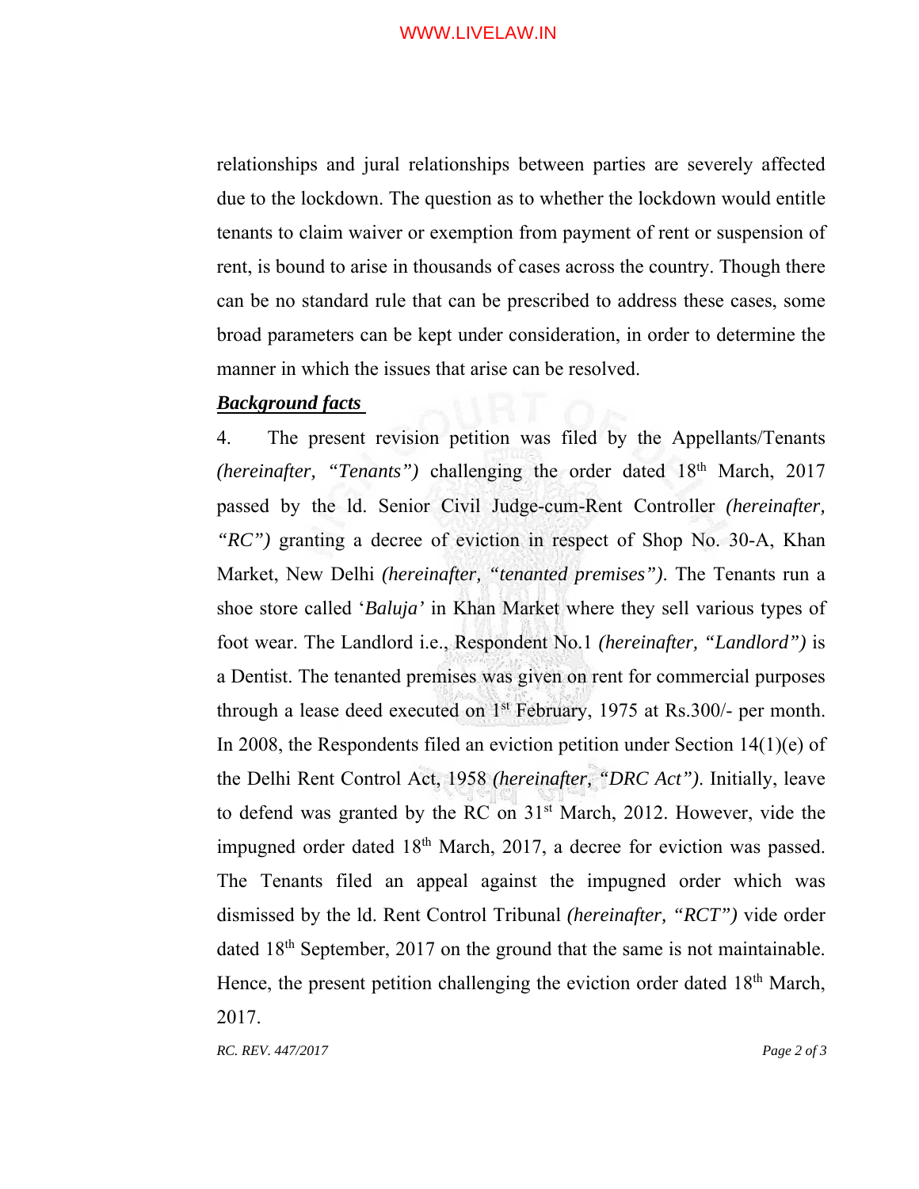relationships and jural relationships between parties are severely affected due to the lockdown. The question as to whether the lockdown would entitle tenants to claim waiver or exemption from payment of rent or suspension of rent, is bound to arise in thousands of cases across the country. Though there can be no standard rule that can be prescribed to address these cases, some broad parameters can be kept under consideration, in order to determine the manner in which the issues that arise can be resolved.

***Background facts***

4. The present revision petition was filed by the Appellants/Tenants *(hereinafter, "Tenants")* challenging the order dated 18th March, 2017 passed by the ld. Senior Civil Judge-cum-Rent Controller *(hereinafter, "RC")* granting a decree of eviction in respect of Shop No. 30-A, Khan Market, New Delhi *(hereinafter, "tenanted premises")*. The Tenants run a shoe store called '*Baluja'* in Khan Market where they sell various types of foot wear. The Landlord i.e., Respondent No.1 *(hereinafter, "Landlord")* is a Dentist. The tenanted premises was given on rent for commercial purposes through a lease deed executed on 1st February, 1975 at Rs.300/- per month. In 2008, the Respondents filed an eviction petition under Section 14(1)(e) of the Delhi Rent Control Act, 1958 *(hereinafter, "DRC Act")*. Initially, leave to defend was granted by the RC on 31st March, 2012. However, vide the impugned order dated 18th March, 2017, a decree for eviction was passed. The Tenants filed an appeal against the impugned order which was dismissed by the ld. Rent Control Tribunal *(hereinafter, "RCT")* vide order dated 18th September, 2017 on the ground that the same is not maintainable. Hence, the present petition challenging the eviction order dated 18th March, 2017.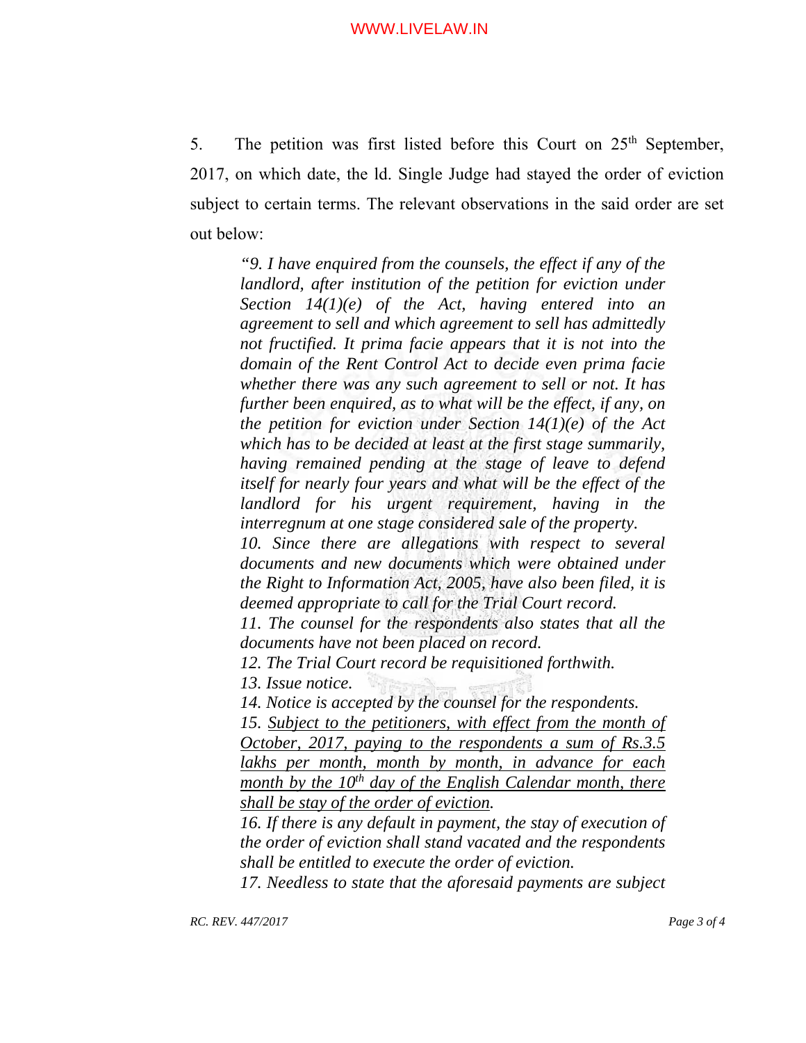5. The petition was first listed before this Court on 25th September, 2017, on which date, the ld. Single Judge had stayed the order of eviction subject to certain terms. The relevant observations in the said order are set out below:

> *"9. I have enquired from the counsels, the effect if any of the landlord, after institution of the petition for eviction under Section 14(1)(e) of the Act, having entered into an agreement to sell and which agreement to sell has admittedly not fructified. It prima facie appears that it is not into the domain of the Rent Control Act to decide even prima facie whether there was any such agreement to sell or not. It has further been enquired, as to what will be the effect, if any, on the petition for eviction under Section 14(1)(e) of the Act which has to be decided at least at the first stage summarily, having remained pending at the stage of leave to defend itself for nearly four years and what will be the effect of the landlord for his urgent requirement, having in the interregnum at one stage considered sale of the property.*
>
> *10. Since there are allegations with respect to several documents and new documents which were obtained under the Right to Information Act, 2005, have also been filed, it is deemed appropriate to call for the Trial Court record.*
>
> *11. The counsel for the respondents also states that all the documents have not been placed on record.*
>
> *12. The Trial Court record be requisitioned forthwith.*
>
> *13. Issue notice.*
>
> *14. Notice is accepted by the counsel for the respondents.*
>
> *15. <u>Subject to the petitioners, with effect from the month of October, 2017, paying to the respondents a sum of Rs.3.5 lakhs per month, month by month, in advance for each month by the 10th day of the English Calendar month, there shall be stay of the order of eviction</u>.*
>
> *16. If there is any default in payment, the stay of execution of the order of eviction shall stand vacated and the respondents shall be entitled to execute the order of eviction.*
>
> *17. Needless to state that the aforesaid payments are subject*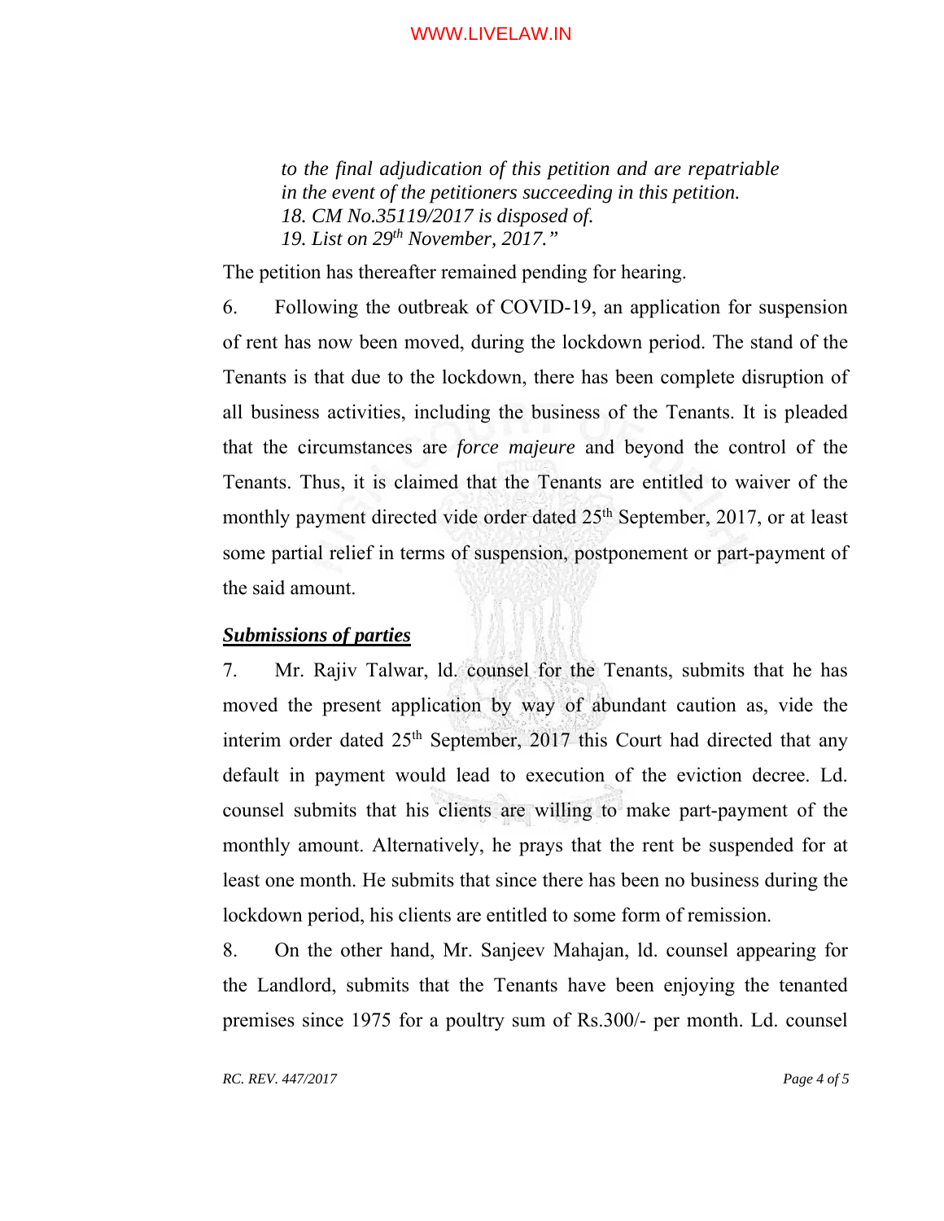*to the final adjudication of this petition and are repatriable in the event of the petitioners succeeding in this petition.*
*18. CM No.35119/2017 is disposed of.*
*19. List on 29th November, 2017."*

The petition has thereafter remained pending for hearing.

6. Following the outbreak of COVID-19, an application for suspension of rent has now been moved, during the lockdown period. The stand of the Tenants is that due to the lockdown, there has been complete disruption of all business activities, including the business of the Tenants. It is pleaded that the circumstances are *force majeure* and beyond the control of the Tenants. Thus, it is claimed that the Tenants are entitled to waiver of the monthly payment directed vide order dated 25th September, 2017, or at least some partial relief in terms of suspension, postponement or part-payment of the said amount.

***Submissions of parties***

7. Mr. Rajiv Talwar, ld. counsel for the Tenants, submits that he has moved the present application by way of abundant caution as, vide the interim order dated 25th September, 2017 this Court had directed that any default in payment would lead to execution of the eviction decree. Ld. counsel submits that his clients are willing to make part-payment of the monthly amount. Alternatively, he prays that the rent be suspended for at least one month. He submits that since there has been no business during the lockdown period, his clients are entitled to some form of remission.

8. On the other hand, Mr. Sanjeev Mahajan, ld. counsel appearing for the Landlord, submits that the Tenants have been enjoying the tenanted premises since 1975 for a poultry sum of Rs.300/- per month. Ld. counsel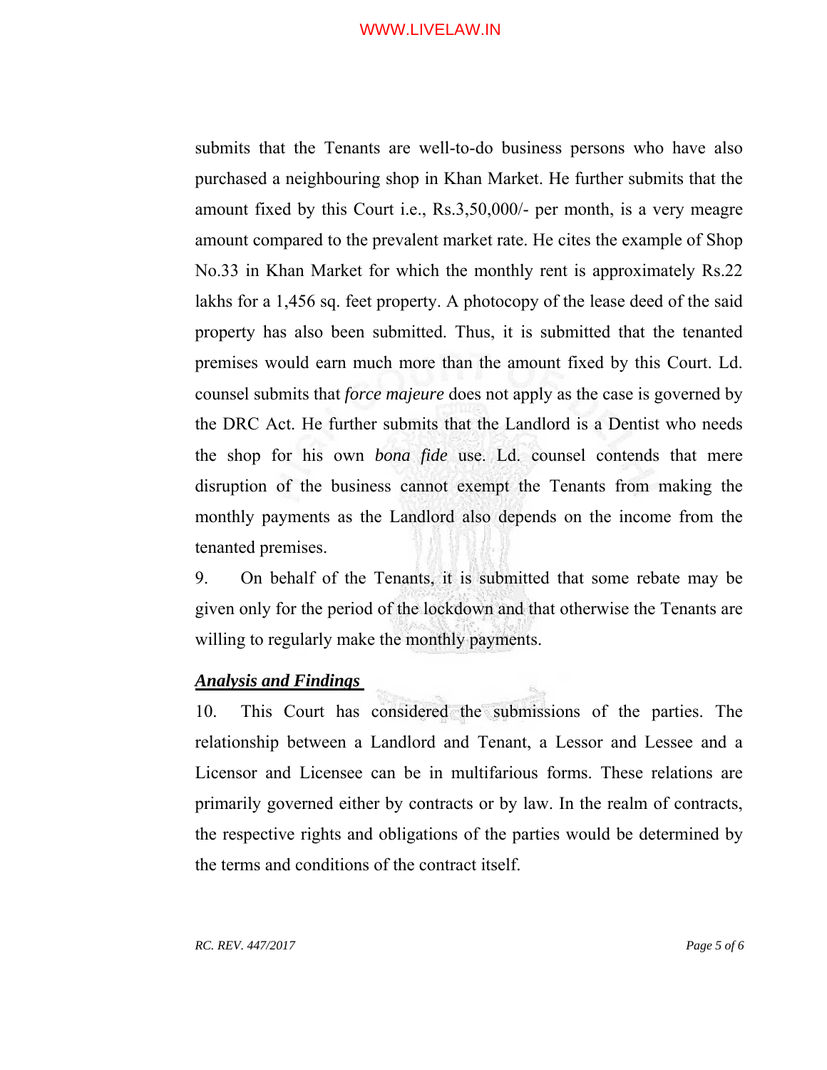submits that the Tenants are well-to-do business persons who have also purchased a neighbouring shop in Khan Market. He further submits that the amount fixed by this Court i.e., Rs.3,50,000/- per month, is a very meagre amount compared to the prevalent market rate. He cites the example of Shop No.33 in Khan Market for which the monthly rent is approximately Rs.22 lakhs for a 1,456 sq. feet property. A photocopy of the lease deed of the said property has also been submitted. Thus, it is submitted that the tenanted premises would earn much more than the amount fixed by this Court. Ld. counsel submits that *force majeure* does not apply as the case is governed by the DRC Act. He further submits that the Landlord is a Dentist who needs the shop for his own *bona fide* use. Ld. counsel contends that mere disruption of the business cannot exempt the Tenants from making the monthly payments as the Landlord also depends on the income from the tenanted premises.

9. On behalf of the Tenants, it is submitted that some rebate may be given only for the period of the lockdown and that otherwise the Tenants are willing to regularly make the monthly payments.

***Analysis and Findings***

10. This Court has considered the submissions of the parties. The relationship between a Landlord and Tenant, a Lessor and Lessee and a Licensor and Licensee can be in multifarious forms. These relations are primarily governed either by contracts or by law. In the realm of contracts, the respective rights and obligations of the parties would be determined by the terms and conditions of the contract itself.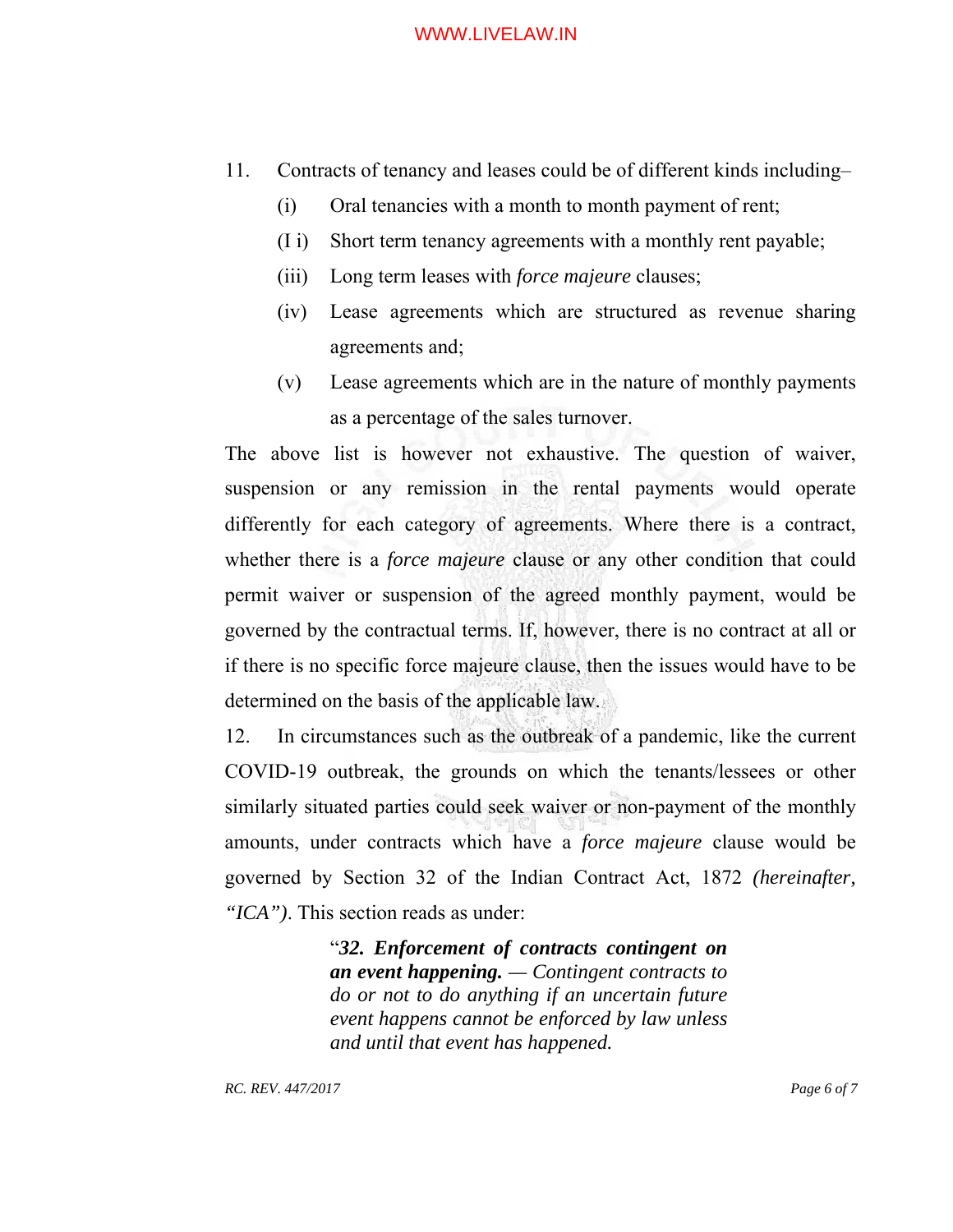11. Contracts of tenancy and leases could be of different kinds including–

   (i) Oral tenancies with a month to month payment of rent;

   (I i) Short term tenancy agreements with a monthly rent payable;

   (iii) Long term leases with *force majeure* clauses;

   (iv) Lease agreements which are structured as revenue sharing agreements and;

   (v) Lease agreements which are in the nature of monthly payments as a percentage of the sales turnover.

The above list is however not exhaustive. The question of waiver, suspension or any remission in the rental payments would operate differently for each category of agreements. Where there is a contract, whether there is a *force majeure* clause or any other condition that could permit waiver or suspension of the agreed monthly payment, would be governed by the contractual terms. If, however, there is no contract at all or if there is no specific force majeure clause, then the issues would have to be determined on the basis of the applicable law.

12. In circumstances such as the outbreak of a pandemic, like the current COVID-19 outbreak, the grounds on which the tenants/lessees or other similarly situated parties could seek waiver or non-payment of the monthly amounts, under contracts which have a *force majeure* clause would be governed by Section 32 of the Indian Contract Act, 1872 *(hereinafter, "ICA")*. This section reads as under:

> "***32. Enforcement of contracts contingent on an event happening.*** — *Contingent contracts to do or not to do anything if an uncertain future event happens cannot be enforced by law unless and until that event has happened.*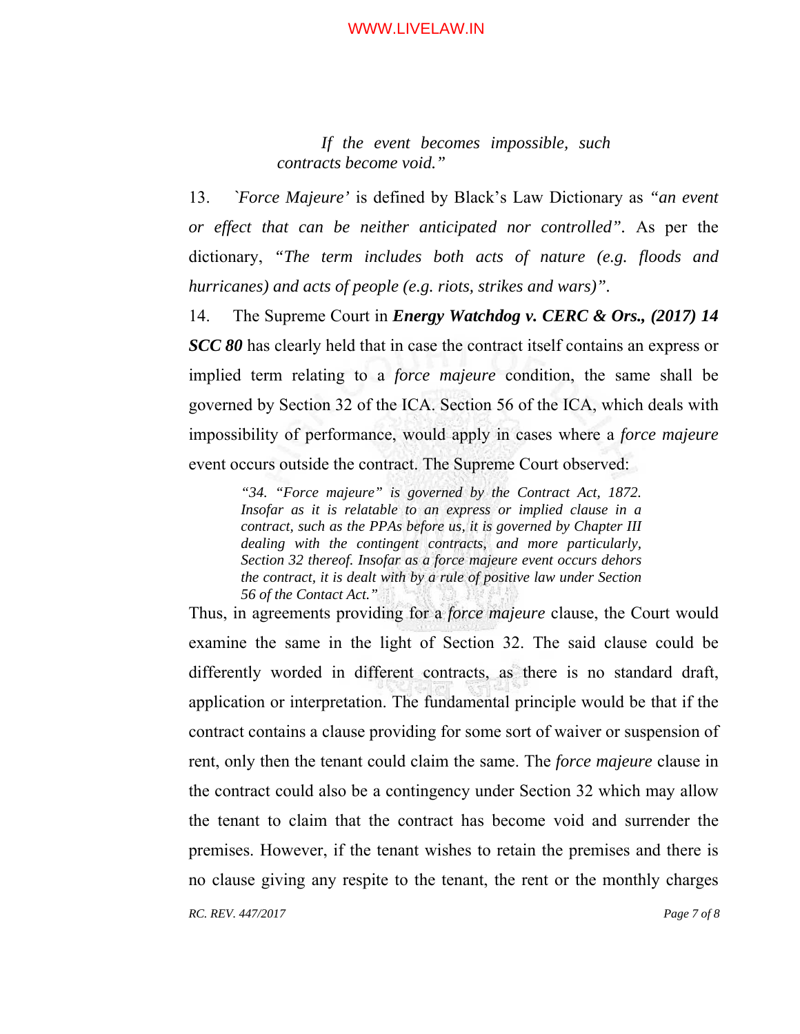> *If the event becomes impossible, such contracts become void."*

13. *`Force Majeure'* is defined by Black's Law Dictionary as *"an event or effect that can be neither anticipated nor controlled"*. As per the dictionary, *"The term includes both acts of nature (e.g. floods and hurricanes) and acts of people (e.g. riots, strikes and wars)"*.

14. The Supreme Court in ***Energy Watchdog v. CERC & Ors., (2017) 14 SCC 80*** has clearly held that in case the contract itself contains an express or implied term relating to a *force majeure* condition, the same shall be governed by Section 32 of the ICA. Section 56 of the ICA, which deals with impossibility of performance, would apply in cases where a *force majeure* event occurs outside the contract. The Supreme Court observed:

> *"34. "Force majeure" is governed by the Contract Act, 1872. Insofar as it is relatable to an express or implied clause in a contract, such as the PPAs before us, it is governed by Chapter III dealing with the contingent contracts, and more particularly, Section 32 thereof. Insofar as a force majeure event occurs dehors the contract, it is dealt with by a rule of positive law under Section 56 of the Contact Act."*

Thus, in agreements providing for a *force majeure* clause, the Court would examine the same in the light of Section 32. The said clause could be differently worded in different contracts, as there is no standard draft, application or interpretation. The fundamental principle would be that if the contract contains a clause providing for some sort of waiver or suspension of rent, only then the tenant could claim the same. The *force majeure* clause in the contract could also be a contingency under Section 32 which may allow the tenant to claim that the contract has become void and surrender the premises. However, if the tenant wishes to retain the premises and there is no clause giving any respite to the tenant, the rent or the monthly charges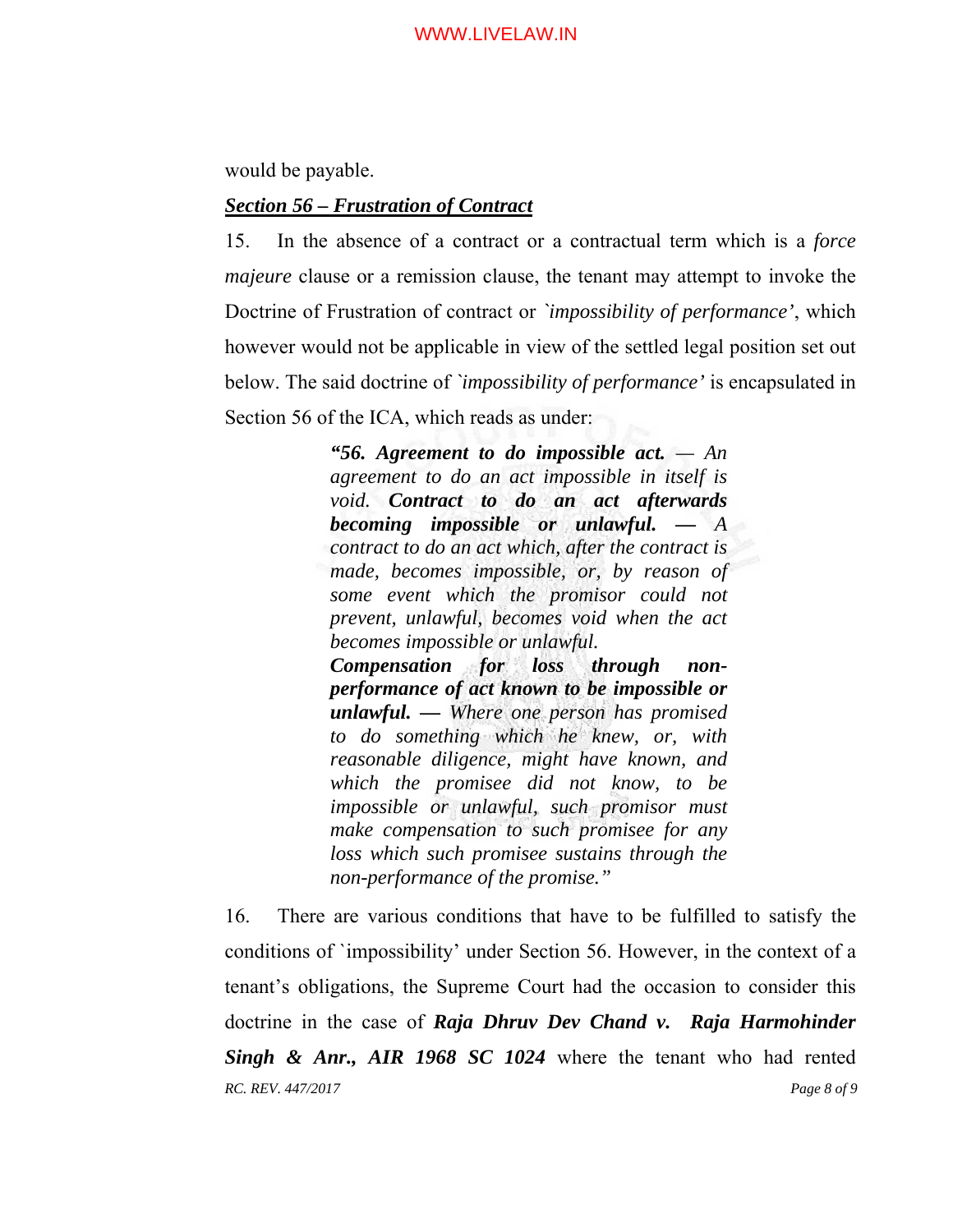would be payable.

***Section 56 – Frustration of Contract***

15. In the absence of a contract or a contractual term which is a *force majeure* clause or a remission clause, the tenant may attempt to invoke the Doctrine of Frustration of contract or *`impossibility of performance'*, which however would not be applicable in view of the settled legal position set out below. The said doctrine of *`impossibility of performance'* is encapsulated in Section 56 of the ICA, which reads as under:

> *“**56. Agreement to do impossible act.** — An agreement to do an act impossible in itself is void. **Contract to do an act afterwards becoming impossible or unlawful.** — A contract to do an act which, after the contract is made, becomes impossible, or, by reason of some event which the promisor could not prevent, unlawful, becomes void when the act becomes impossible or unlawful.*
>
> ***Compensation for loss through non-performance of act known to be impossible or unlawful.** — Where one person has promised to do something which he knew, or, with reasonable diligence, might have known, and which the promisee did not know, to be impossible or unlawful, such promisor must make compensation to such promisee for any loss which such promisee sustains through the non-performance of the promise.”*

16. There are various conditions that have to be fulfilled to satisfy the conditions of `impossibility' under Section 56. However, in the context of a tenant's obligations, the Supreme Court had the occasion to consider this doctrine in the case of ***Raja Dhruv Dev Chand v. Raja Harmohinder Singh & Anr., AIR 1968 SC 1024*** where the tenant who had rented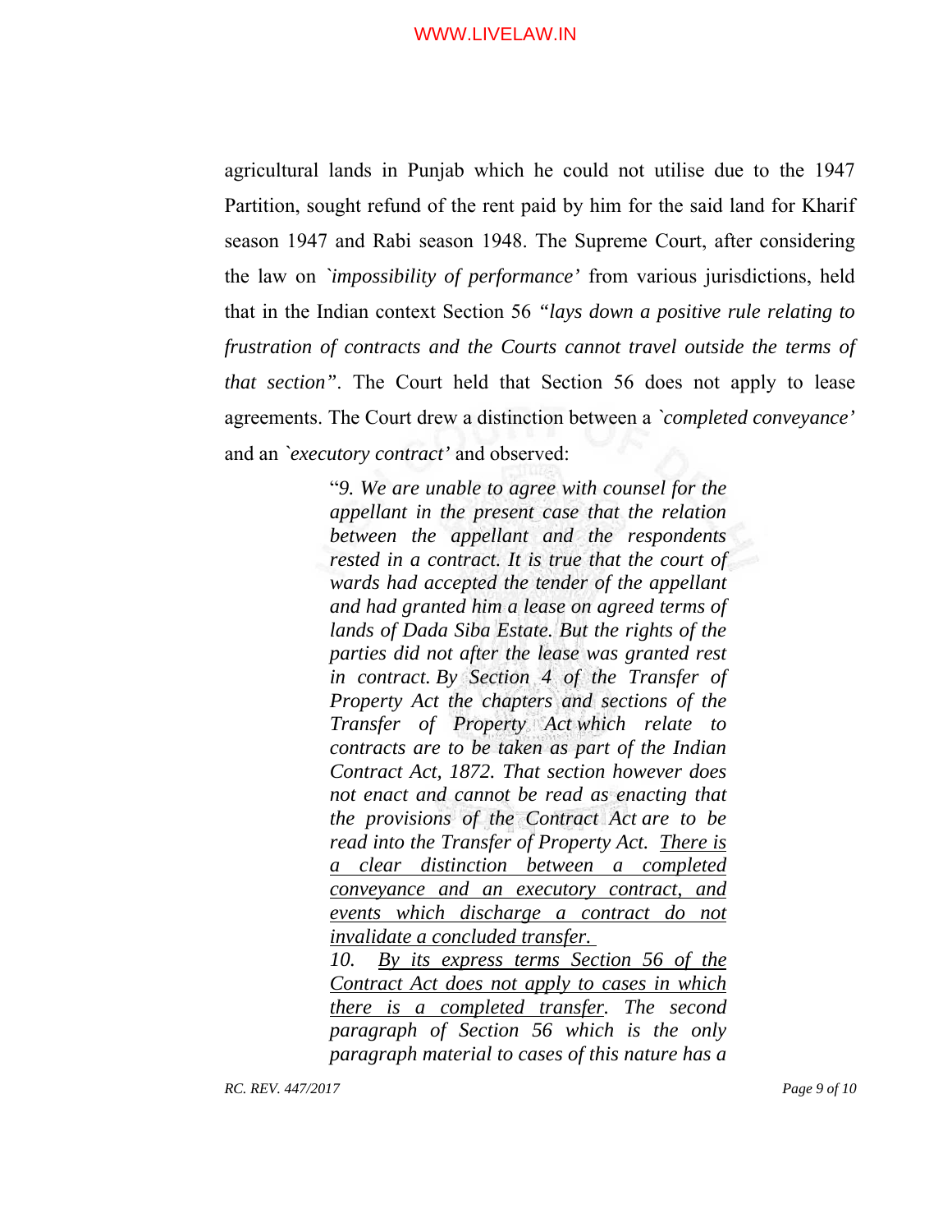agricultural lands in Punjab which he could not utilise due to the 1947 Partition, sought refund of the rent paid by him for the said land for Kharif season 1947 and Rabi season 1948. The Supreme Court, after considering the law on *`impossibility of performance'* from various jurisdictions, held that in the Indian context Section 56 *"lays down a positive rule relating to frustration of contracts and the Courts cannot travel outside the terms of that section"*. The Court held that Section 56 does not apply to lease agreements. The Court drew a distinction between a *`completed conveyance'* and an *`executory contract'* and observed:

> "*9. We are unable to agree with counsel for the appellant in the present case that the relation between the appellant and the respondents rested in a contract. It is true that the court of wards had accepted the tender of the appellant and had granted him a lease on agreed terms of lands of Dada Siba Estate. But the rights of the parties did not after the lease was granted rest in contract. By Section 4 of the Transfer of Property Act the chapters and sections of the Transfer of Property Act which relate to contracts are to be taken as part of the Indian Contract Act, 1872. That section however does not enact and cannot be read as enacting that the provisions of the Contract Act are to be read into the Transfer of Property Act. <u>There is a clear distinction between a completed conveyance and an executory contract, and events which discharge a contract do not invalidate a concluded transfer.</u>*
>
> *10. <u>By its express terms Section 56 of the Contract Act does not apply to cases in which there is a completed transfer</u>. The second paragraph of Section 56 which is the only paragraph material to cases of this nature has a*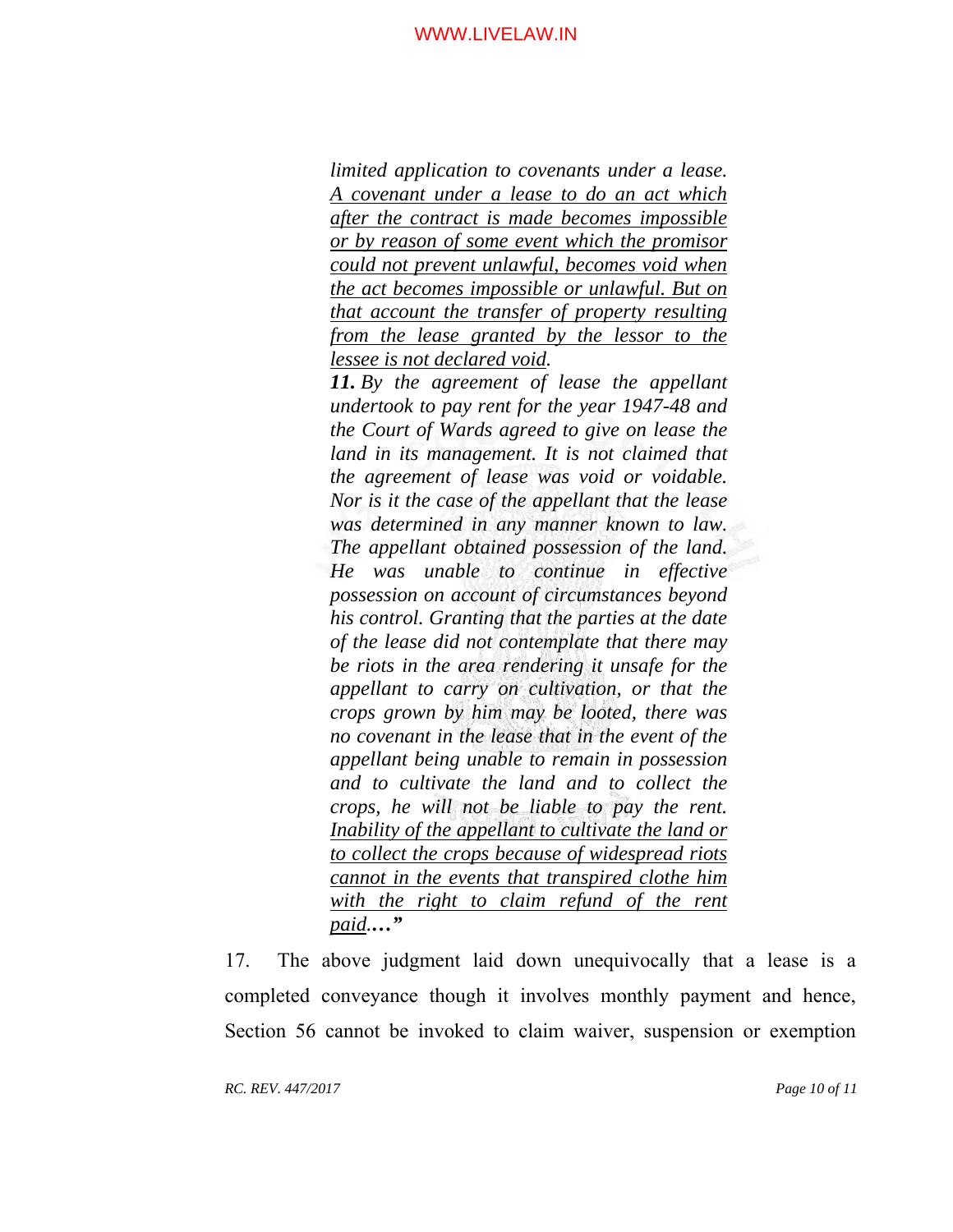> *limited application to covenants under a lease. <u>A covenant under a lease to do an act which after the contract is made becomes impossible or by reason of some event which the promisor could not prevent unlawful, becomes void when the act becomes impossible or unlawful. But on that account the transfer of property resulting from the lease granted by the lessor to the lessee is not declared void</u>.*
>
> ***11.** By the agreement of lease the appellant undertook to pay rent for the year 1947-48 and the Court of Wards agreed to give on lease the land in its management. It is not claimed that the agreement of lease was void or voidable. Nor is it the case of the appellant that the lease was determined in any manner known to law. The appellant obtained possession of the land. He was unable to continue in effective possession on account of circumstances beyond his control. Granting that the parties at the date of the lease did not contemplate that there may be riots in the area rendering it unsafe for the appellant to carry on cultivation, or that the crops grown by him may be looted, there was no covenant in the lease that in the event of the appellant being unable to remain in possession and to cultivate the land and to collect the crops, he will not be liable to pay the rent. <u>Inability of the appellant to cultivate the land or to collect the crops because of widespread riots cannot in the events that transpired clothe him with the right to claim refund of the rent paid</u>.…"*

17. The above judgment laid down unequivocally that a lease is a completed conveyance though it involves monthly payment and hence, Section 56 cannot be invoked to claim waiver, suspension or exemption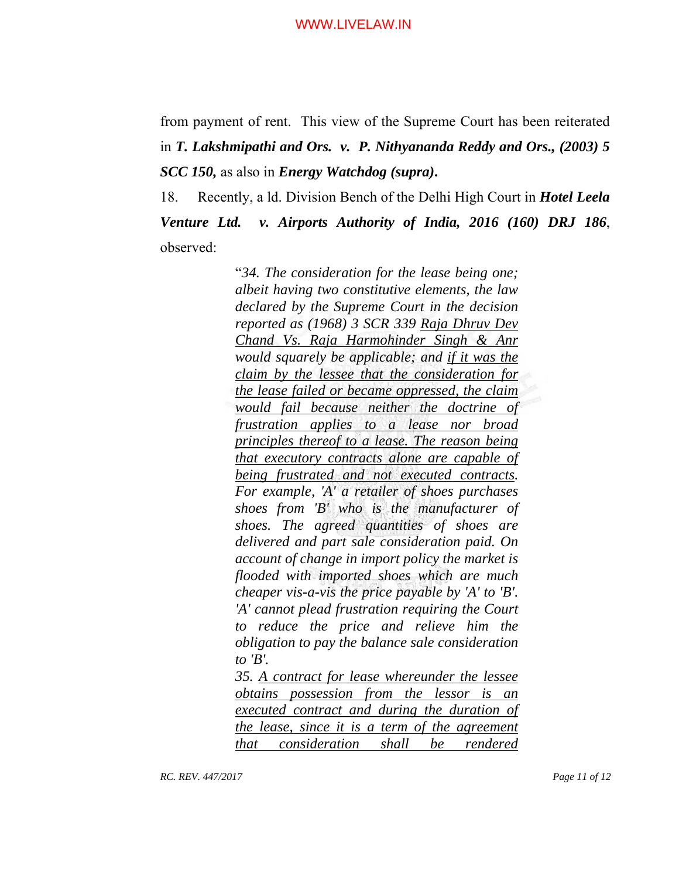from payment of rent. This view of the Supreme Court has been reiterated in ***T. Lakshmipathi and Ors. v. P. Nithyananda Reddy and Ors., (2003) 5 SCC 150,*** as also in ***Energy Watchdog (supra).***

18. Recently, a ld. Division Bench of the Delhi High Court in ***Hotel Leela Venture Ltd. v. Airports Authority of India, 2016 (160) DRJ 186***, observed:

> "*34. The consideration for the lease being one; albeit having two constitutive elements, the law declared by the Supreme Court in the decision reported as (1968) 3 SCR 339 <u>Raja Dhruv Dev Chand Vs. Raja Harmohinder Singh & Anr</u> would squarely be applicable; and <u>if it was the claim by the lessee that the consideration for the lease failed or became oppressed, the claim would fail because neither the doctrine of frustration applies to a lease nor broad principles thereof to a lease. The reason being that executory contracts alone are capable of being frustrated and not executed contracts</u>. For example, 'A' a retailer of shoes purchases shoes from 'B' who is the manufacturer of shoes. The agreed quantities of shoes are delivered and part sale consideration paid. On account of change in import policy the market is flooded with imported shoes which are much cheaper vis-a-vis the price payable by 'A' to 'B'. 'A' cannot plead frustration requiring the Court to reduce the price and relieve him the obligation to pay the balance sale consideration to 'B'.*
>
> *35. <u>A contract for lease whereunder the lessee obtains possession from the lessor is an executed contract and during the duration of the lease, since it is a term of the agreement that consideration shall be rendered</u>*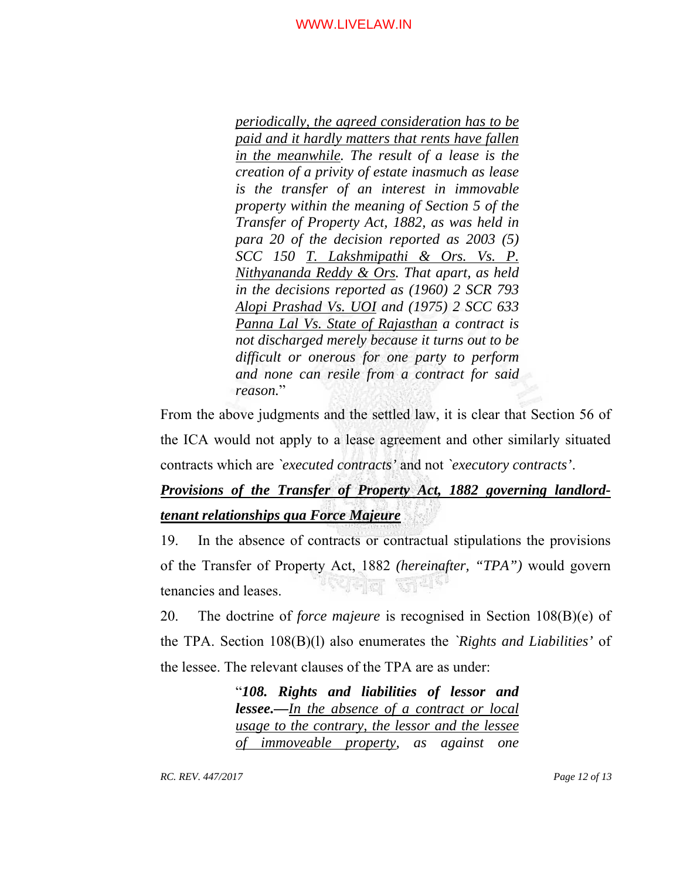> *periodically, the agreed consideration has to be paid and it hardly matters that rents have fallen in the meanwhile. The result of a lease is the creation of a privity of estate inasmuch as lease is the transfer of an interest in immovable property within the meaning of Section 5 of the Transfer of Property Act, 1882, as was held in para 20 of the decision reported as 2003 (5) SCC 150 T. Lakshmipathi & Ors. Vs. P. Nithyananda Reddy & Ors. That apart, as held in the decisions reported as (1960) 2 SCR 793 Alopi Prashad Vs. UOI and (1975) 2 SCC 633 Panna Lal Vs. State of Rajasthan a contract is not discharged merely because it turns out to be difficult or onerous for one party to perform and none can resile from a contract for said reason.*"

From the above judgments and the settled law, it is clear that Section 56 of the ICA would not apply to a lease agreement and other similarly situated contracts which are *`executed contracts'* and not *`executory contracts'*.

***Provisions of the Transfer of Property Act, 1882 governing landlord-tenant relationships qua Force Majeure***

19. In the absence of contracts or contractual stipulations the provisions of the Transfer of Property Act, 1882 *(hereinafter, "TPA")* would govern tenancies and leases.

20. The doctrine of *force majeure* is recognised in Section 108(B)(e) of the TPA. Section 108(B)(l) also enumerates the *`Rights and Liabilities'* of the lessee. The relevant clauses of the TPA are as under:

> "***108. Rights and liabilities of lessor and lessee.—****In the absence of a contract or local usage to the contrary, the lessor and the lessee of immoveable property, as against one*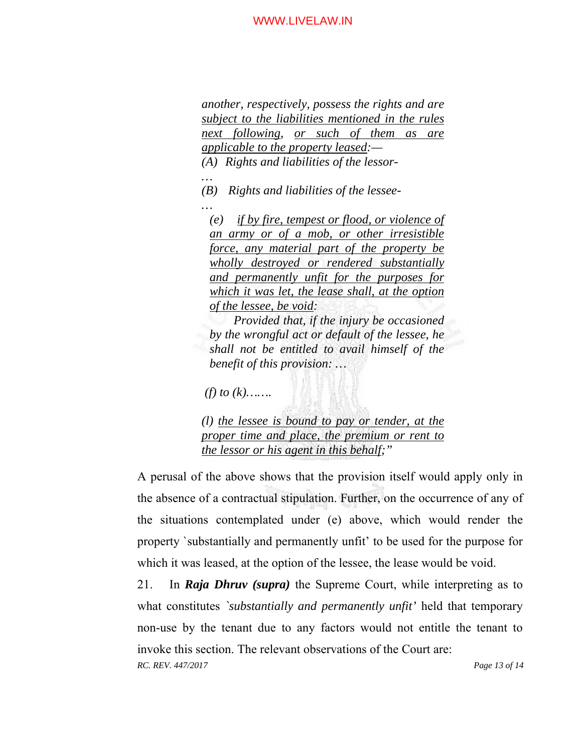*another, respectively, possess the rights and are subject to the liabilities mentioned in the rules next following, or such of them as are applicable to the property leased:—*

*(A) Rights and liabilities of the lessor-*

*…*

*(B) Rights and liabilities of the lessee-*

*…*

*(e) if by fire, tempest or flood, or violence of an army or of a mob, or other irresistible force, any material part of the property be wholly destroyed or rendered substantially and permanently unfit for the purposes for which it was let, the lease shall, at the option of the lessee, be void:*

*Provided that, if the injury be occasioned by the wrongful act or default of the lessee, he shall not be entitled to avail himself of the benefit of this provision: …*

*(f) to (k)…….*

*(l) the lessee is bound to pay or tender, at the proper time and place, the premium or rent to the lessor or his agent in this behalf;"*

A perusal of the above shows that the provision itself would apply only in the absence of a contractual stipulation. Further, on the occurrence of any of the situations contemplated under (e) above, which would render the property `substantially and permanently unfit' to be used for the purpose for which it was leased, at the option of the lessee, the lease would be void.

21. In ***Raja Dhruv (supra)*** the Supreme Court, while interpreting as to what constitutes *`substantially and permanently unfit'* held that temporary non-use by the tenant due to any factors would not entitle the tenant to invoke this section. The relevant observations of the Court are: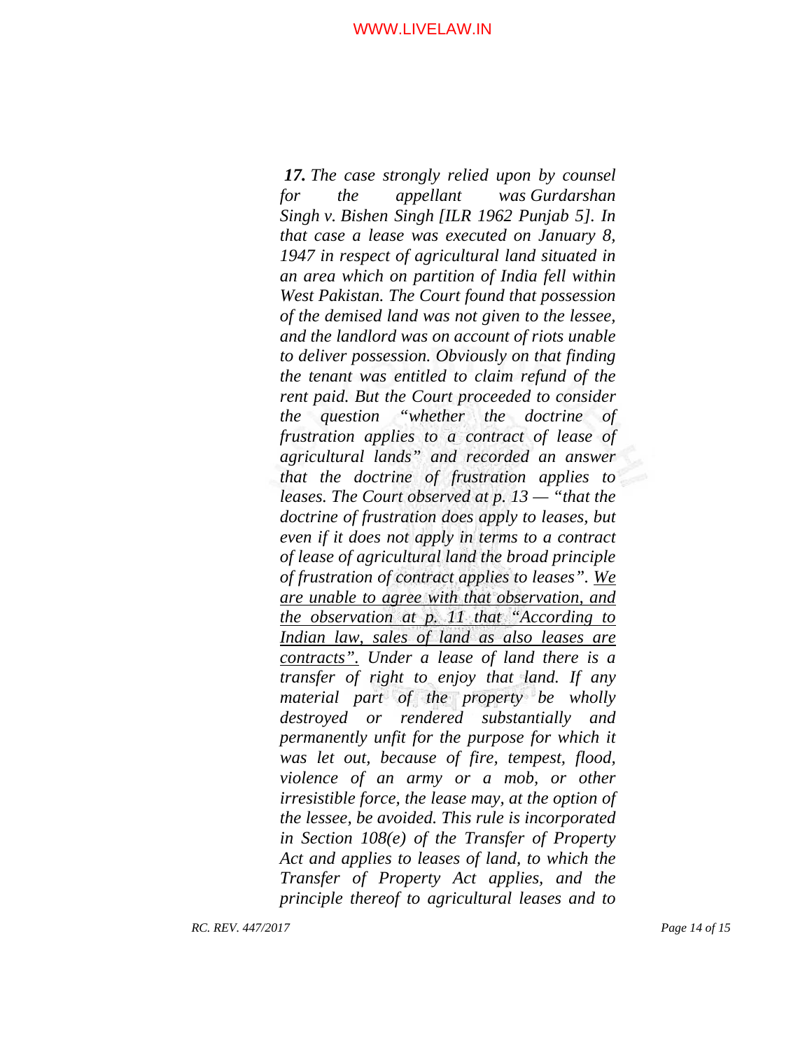*__17.__ The case strongly relied upon by counsel for the appellant was Gurdarshan Singh v. Bishen Singh [ILR 1962 Punjab 5]. In that case a lease was executed on January 8, 1947 in respect of agricultural land situated in an area which on partition of India fell within West Pakistan. The Court found that possession of the demised land was not given to the lessee, and the landlord was on account of riots unable to deliver possession. Obviously on that finding the tenant was entitled to claim refund of the rent paid. But the Court proceeded to consider the question "whether the doctrine of frustration applies to a contract of lease of agricultural lands" and recorded an answer that the doctrine of frustration applies to leases. The Court observed at p. 13 — "that the doctrine of frustration does apply to leases, but even if it does not apply in terms to a contract of lease of agricultural land the broad principle of frustration of contract applies to leases". <u>We are unable to agree with that observation, and the observation at p. 11 that "According to Indian law, sales of land as also leases are contracts".</u> Under a lease of land there is a transfer of right to enjoy that land. If any material part of the property be wholly destroyed or rendered substantially and permanently unfit for the purpose for which it was let out, because of fire, tempest, flood, violence of an army or a mob, or other irresistible force, the lease may, at the option of the lessee, be avoided. This rule is incorporated in Section 108(e) of the Transfer of Property Act and applies to leases of land, to which the Transfer of Property Act applies, and the principle thereof to agricultural leases and to*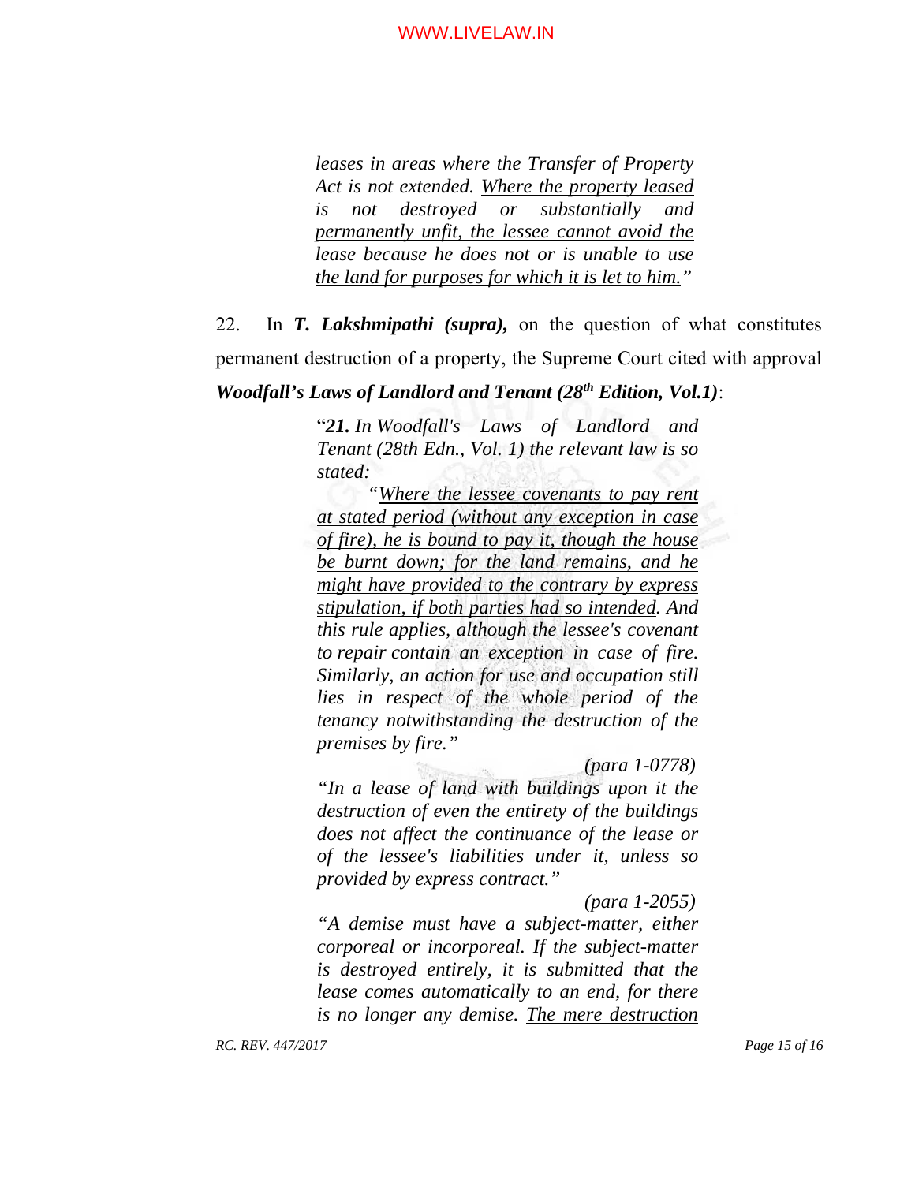> *leases in areas where the Transfer of Property Act is not extended. <u>Where the property leased is not destroyed or substantially and permanently unfit, the lessee cannot avoid the lease because he does not or is unable to use the land for purposes for which it is let to him.</u>"*

22. In ***T. Lakshmipathi (supra),*** on the question of what constitutes permanent destruction of a property, the Supreme Court cited with approval ***Woodfall's Laws of Landlord and Tenant (28th Edition, Vol.1)***:

> "***21.*** *In Woodfall's Laws of Landlord and Tenant (28th Edn., Vol. 1) the relevant law is so stated:*
>
> *"<u>Where the lessee covenants to pay rent at stated period (without any exception in case of fire), he is bound to pay it, though the house be burnt down; for the land remains, and he might have provided to the contrary by express stipulation, if both parties had so intended</u>. And this rule applies, although the lessee's covenant to repair contain an exception in case of fire. Similarly, an action for use and occupation still lies in respect of the whole period of the tenancy notwithstanding the destruction of the premises by fire."*
>
> *(para 1-0778)*
>
> *"In a lease of land with buildings upon it the destruction of even the entirety of the buildings does not affect the continuance of the lease or of the lessee's liabilities under it, unless so provided by express contract."*
>
> *(para 1-2055)*
>
> *"A demise must have a subject-matter, either corporeal or incorporeal. If the subject-matter is destroyed entirely, it is submitted that the lease comes automatically to an end, for there is no longer any demise. <u>The mere destruction</u>*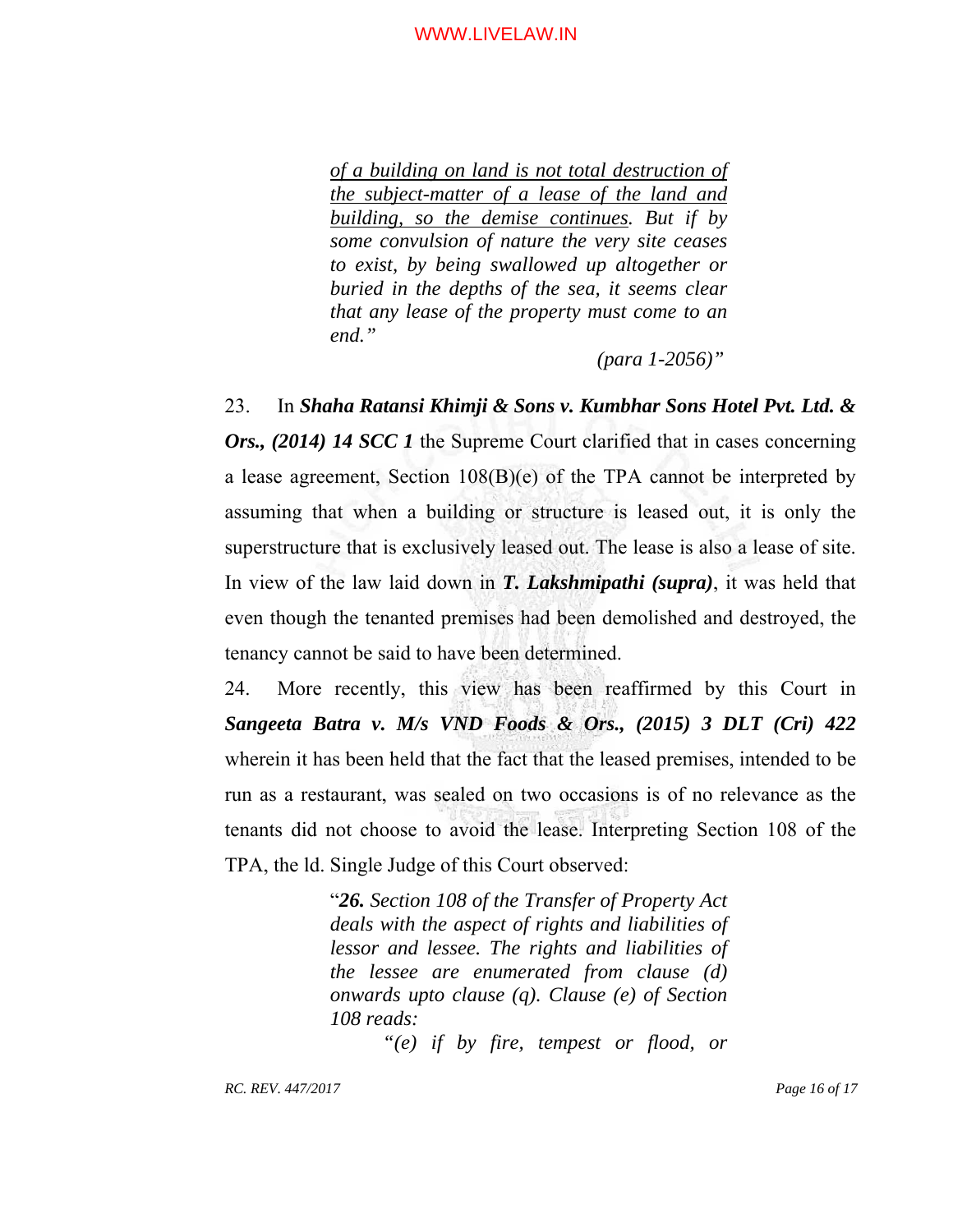> *<u>of a building on land is not total destruction of the subject-matter of a lease of the land and building, so the demise continues</u>. But if by some convulsion of nature the very site ceases to exist, by being swallowed up altogether or buried in the depths of the sea, it seems clear that any lease of the property must come to an end."*
>
> *(para 1-2056)"*

23. In ***Shaha Ratansi Khimji & Sons v. Kumbhar Sons Hotel Pvt. Ltd. & Ors., (2014) 14 SCC 1*** the Supreme Court clarified that in cases concerning a lease agreement, Section 108(B)(e) of the TPA cannot be interpreted by assuming that when a building or structure is leased out, it is only the superstructure that is exclusively leased out. The lease is also a lease of site. In view of the law laid down in ***T. Lakshmipathi (supra)***, it was held that even though the tenanted premises had been demolished and destroyed, the tenancy cannot be said to have been determined.

24. More recently, this view has been reaffirmed by this Court in ***Sangeeta Batra v. M/s VND Foods & Ors., (2015) 3 DLT (Cri) 422*** wherein it has been held that the fact that the leased premises, intended to be run as a restaurant, was sealed on two occasions is of no relevance as the tenants did not choose to avoid the lease. Interpreting Section 108 of the TPA, the ld. Single Judge of this Court observed:

> "***26.*** *Section 108 of the Transfer of Property Act deals with the aspect of rights and liabilities of lessor and lessee. The rights and liabilities of the lessee are enumerated from clause (d) onwards upto clause (q). Clause (e) of Section 108 reads:*
>
> *"(e) if by fire, tempest or flood, or*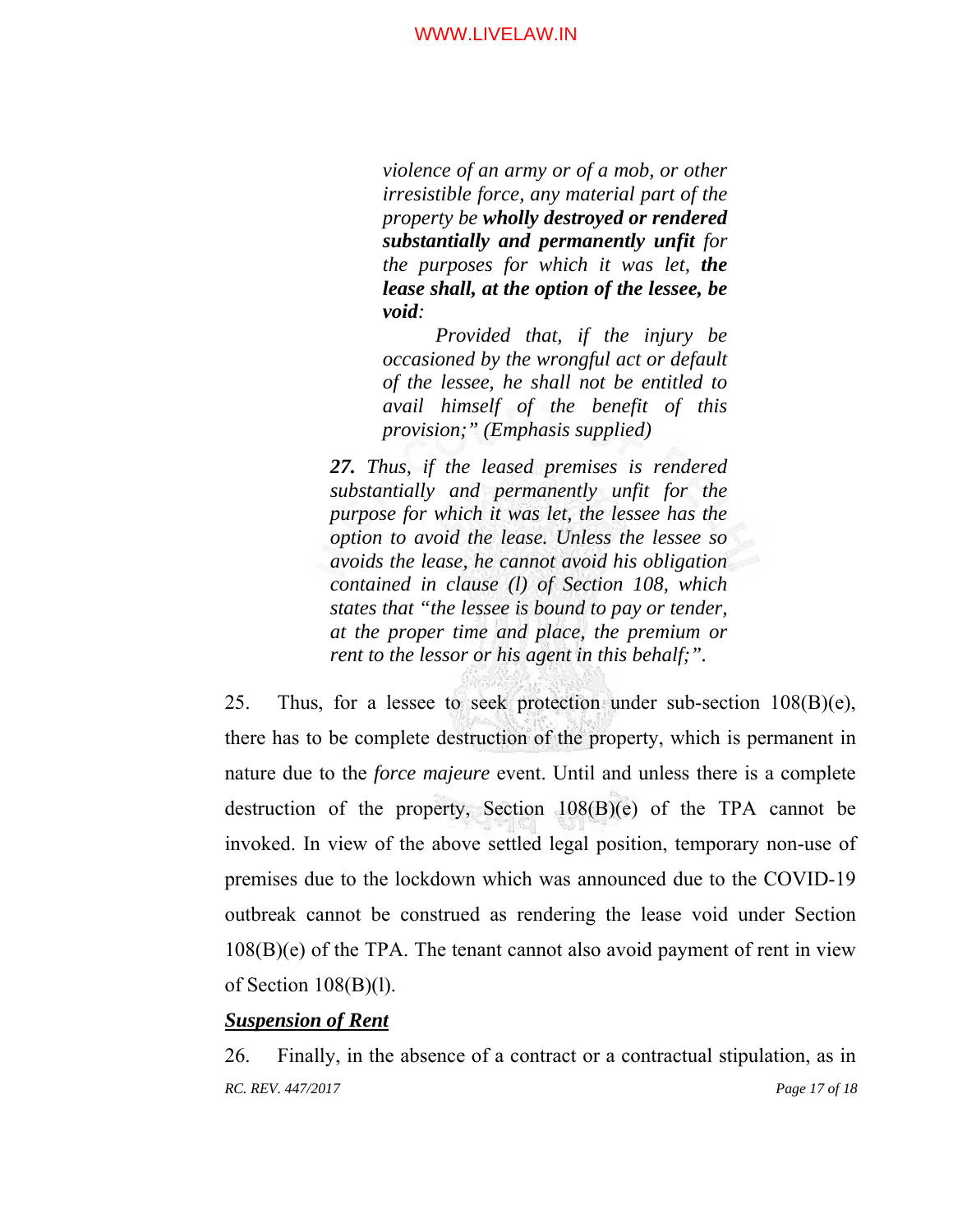> *violence of an army or of a mob, or other irresistible force, any material part of the property be* ***wholly destroyed or rendered substantially and permanently unfit*** *for the purposes for which it was let,* ***the lease shall, at the option of the lessee, be void****:*
>
> *Provided that, if the injury be occasioned by the wrongful act or default of the lessee, he shall not be entitled to avail himself of the benefit of this provision;" (Emphasis supplied)*
>
> ***27.*** *Thus, if the leased premises is rendered substantially and permanently unfit for the purpose for which it was let, the lessee has the option to avoid the lease. Unless the lessee so avoids the lease, he cannot avoid his obligation contained in clause (l) of Section 108, which states that "the lessee is bound to pay or tender, at the proper time and place, the premium or rent to the lessor or his agent in this behalf;".*

25. Thus, for a lessee to seek protection under sub-section 108(B)(e), there has to be complete destruction of the property, which is permanent in nature due to the *force majeure* event. Until and unless there is a complete destruction of the property, Section 108(B)(e) of the TPA cannot be invoked. In view of the above settled legal position, temporary non-use of premises due to the lockdown which was announced due to the COVID-19 outbreak cannot be construed as rendering the lease void under Section 108(B)(e) of the TPA. The tenant cannot also avoid payment of rent in view of Section 108(B)(l).

***Suspension of Rent***

26. Finally, in the absence of a contract or a contractual stipulation, as in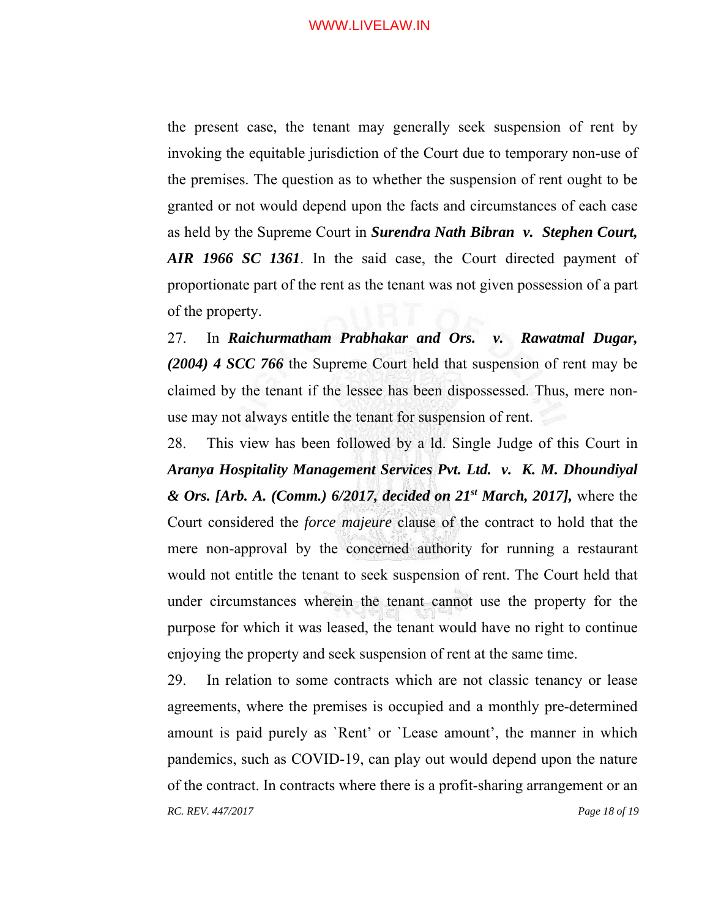the present case, the tenant may generally seek suspension of rent by invoking the equitable jurisdiction of the Court due to temporary non-use of the premises. The question as to whether the suspension of rent ought to be granted or not would depend upon the facts and circumstances of each case as held by the Supreme Court in ***Surendra Nath Bibran v. Stephen Court, AIR 1966 SC 1361***. In the said case, the Court directed payment of proportionate part of the rent as the tenant was not given possession of a part of the property.

27. In ***Raichurmatham Prabhakar and Ors. v. Rawatmal Dugar, (2004) 4 SCC 766*** the Supreme Court held that suspension of rent may be claimed by the tenant if the lessee has been dispossessed. Thus, mere non-use may not always entitle the tenant for suspension of rent.

28. This view has been followed by a ld. Single Judge of this Court in ***Aranya Hospitality Management Services Pvt. Ltd. v. K. M. Dhoundiyal & Ors. [Arb. A. (Comm.) 6/2017, decided on 21st March, 2017],*** where the Court considered the *force majeure* clause of the contract to hold that the mere non-approval by the concerned authority for running a restaurant would not entitle the tenant to seek suspension of rent. The Court held that under circumstances wherein the tenant cannot use the property for the purpose for which it was leased, the tenant would have no right to continue enjoying the property and seek suspension of rent at the same time.

29. In relation to some contracts which are not classic tenancy or lease agreements, where the premises is occupied and a monthly pre-determined amount is paid purely as `Rent' or `Lease amount', the manner in which pandemics, such as COVID-19, can play out would depend upon the nature of the contract. In contracts where there is a profit-sharing arrangement or an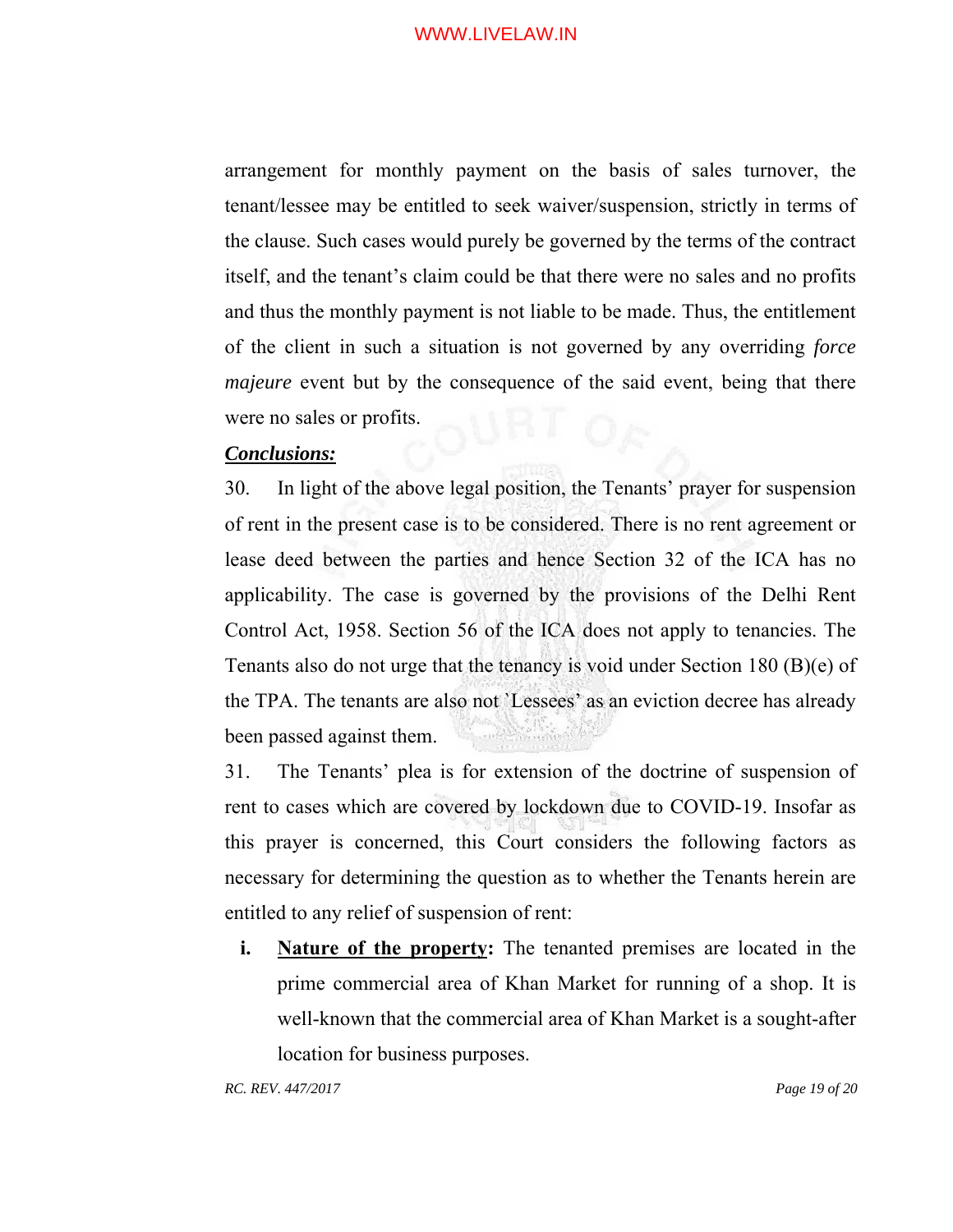arrangement for monthly payment on the basis of sales turnover, the tenant/lessee may be entitled to seek waiver/suspension, strictly in terms of the clause. Such cases would purely be governed by the terms of the contract itself, and the tenant's claim could be that there were no sales and no profits and thus the monthly payment is not liable to be made. Thus, the entitlement of the client in such a situation is not governed by any overriding *force majeure* event but by the consequence of the said event, being that there were no sales or profits.

***Conclusions:***

30. In light of the above legal position, the Tenants' prayer for suspension of rent in the present case is to be considered. There is no rent agreement or lease deed between the parties and hence Section 32 of the ICA has no applicability. The case is governed by the provisions of the Delhi Rent Control Act, 1958. Section 56 of the ICA does not apply to tenancies. The Tenants also do not urge that the tenancy is void under Section 180 (B)(e) of the TPA. The tenants are also not `Lessees' as an eviction decree has already been passed against them.

31. The Tenants' plea is for extension of the doctrine of suspension of rent to cases which are covered by lockdown due to COVID-19. Insofar as this prayer is concerned, this Court considers the following factors as necessary for determining the question as to whether the Tenants herein are entitled to any relief of suspension of rent:

**i.** **Nature of the property:** The tenanted premises are located in the prime commercial area of Khan Market for running of a shop. It is well-known that the commercial area of Khan Market is a sought-after location for business purposes.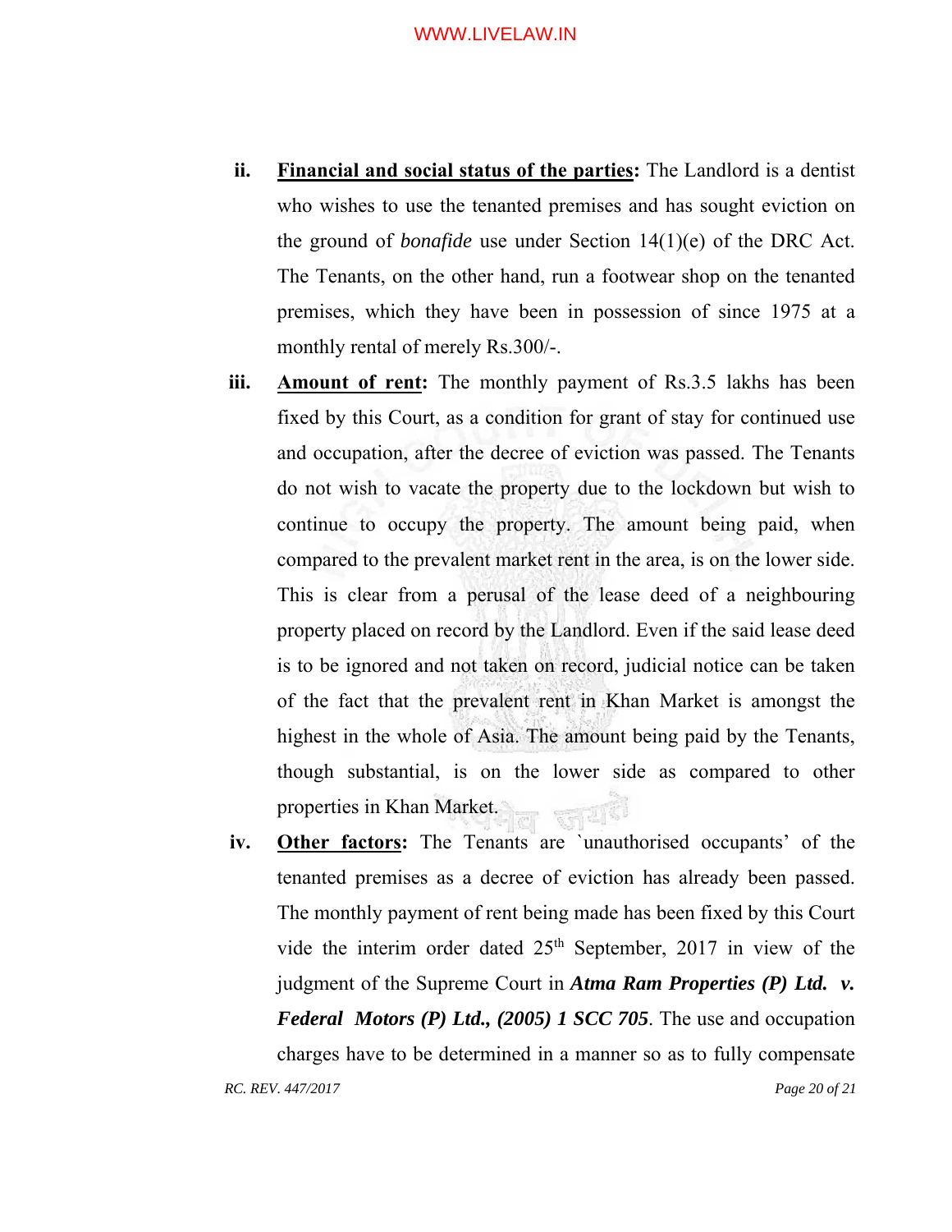ii. **Financial and social status of the parties:** The Landlord is a dentist who wishes to use the tenanted premises and has sought eviction on the ground of *bonafide* use under Section 14(1)(e) of the DRC Act. The Tenants, on the other hand, run a footwear shop on the tenanted premises, which they have been in possession of since 1975 at a monthly rental of merely Rs.300/-.

iii. **Amount of rent:** The monthly payment of Rs.3.5 lakhs has been fixed by this Court, as a condition for grant of stay for continued use and occupation, after the decree of eviction was passed. The Tenants do not wish to vacate the property due to the lockdown but wish to continue to occupy the property. The amount being paid, when compared to the prevalent market rent in the area, is on the lower side. This is clear from a perusal of the lease deed of a neighbouring property placed on record by the Landlord. Even if the said lease deed is to be ignored and not taken on record, judicial notice can be taken of the fact that the prevalent rent in Khan Market is amongst the highest in the whole of Asia. The amount being paid by the Tenants, though substantial, is on the lower side as compared to other properties in Khan Market.

iv. **Other factors:** The Tenants are `unauthorised occupants' of the tenanted premises as a decree of eviction has already been passed. The monthly payment of rent being made has been fixed by this Court vide the interim order dated 25th September, 2017 in view of the judgment of the Supreme Court in ***Atma Ram Properties (P) Ltd. v. Federal Motors (P) Ltd., (2005) 1 SCC 705***. The use and occupation charges have to be determined in a manner so as to fully compensate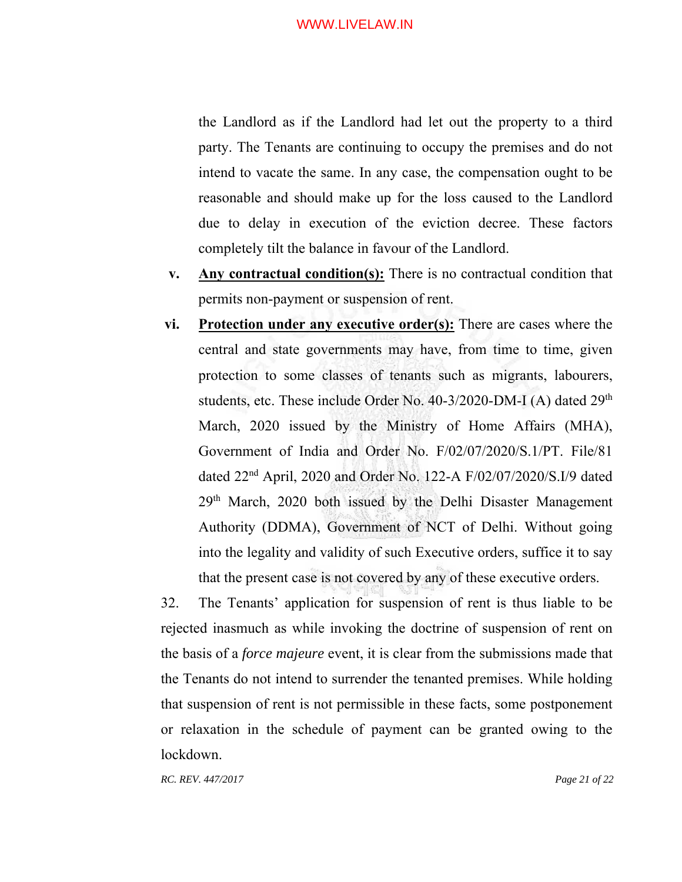the Landlord as if the Landlord had let out the property to a third party. The Tenants are continuing to occupy the premises and do not intend to vacate the same. In any case, the compensation ought to be reasonable and should make up for the loss caused to the Landlord due to delay in execution of the eviction decree. These factors completely tilt the balance in favour of the Landlord.

v. **Any contractual condition(s):** There is no contractual condition that permits non-payment or suspension of rent.

vi. **Protection under any executive order(s):** There are cases where the central and state governments may have, from time to time, given protection to some classes of tenants such as migrants, labourers, students, etc. These include Order No. 40-3/2020-DM-I (A) dated 29th March, 2020 issued by the Ministry of Home Affairs (MHA), Government of India and Order No. F/02/07/2020/S.1/PT. File/81 dated 22nd April, 2020 and Order No. 122-A F/02/07/2020/S.I/9 dated 29th March, 2020 both issued by the Delhi Disaster Management Authority (DDMA), Government of NCT of Delhi. Without going into the legality and validity of such Executive orders, suffice it to say that the present case is not covered by any of these executive orders.

32. The Tenants' application for suspension of rent is thus liable to be rejected inasmuch as while invoking the doctrine of suspension of rent on the basis of a *force majeure* event, it is clear from the submissions made that the Tenants do not intend to surrender the tenanted premises. While holding that suspension of rent is not permissible in these facts, some postponement or relaxation in the schedule of payment can be granted owing to the lockdown.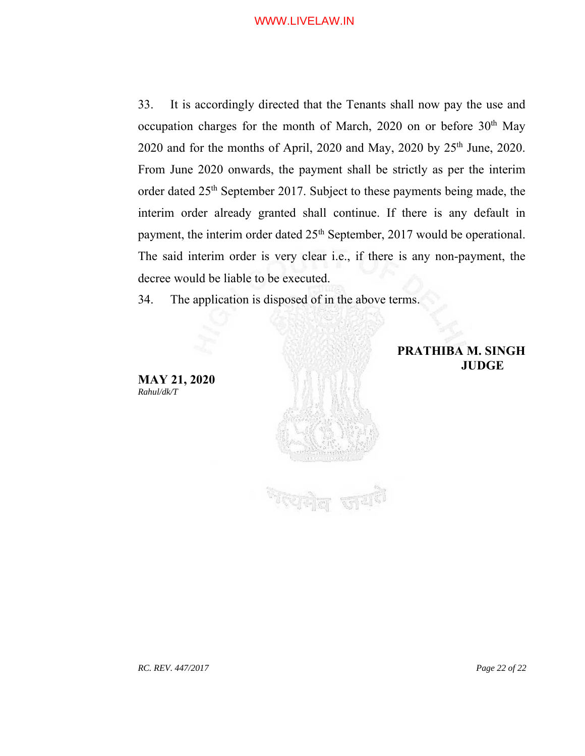33. It is accordingly directed that the Tenants shall now pay the use and occupation charges for the month of March, 2020 on or before 30th May 2020 and for the months of April, 2020 and May, 2020 by 25th June, 2020. From June 2020 onwards, the payment shall be strictly as per the interim order dated 25th September 2017. Subject to these payments being made, the interim order already granted shall continue. If there is any default in payment, the interim order dated 25th September, 2017 would be operational. The said interim order is very clear i.e., if there is any non-payment, the decree would be liable to be executed.

34. The application is disposed of in the above terms.

**PRATHIBA M. SINGH**
**JUDGE**

**MAY 21, 2020**
*Rahul/dk/T*